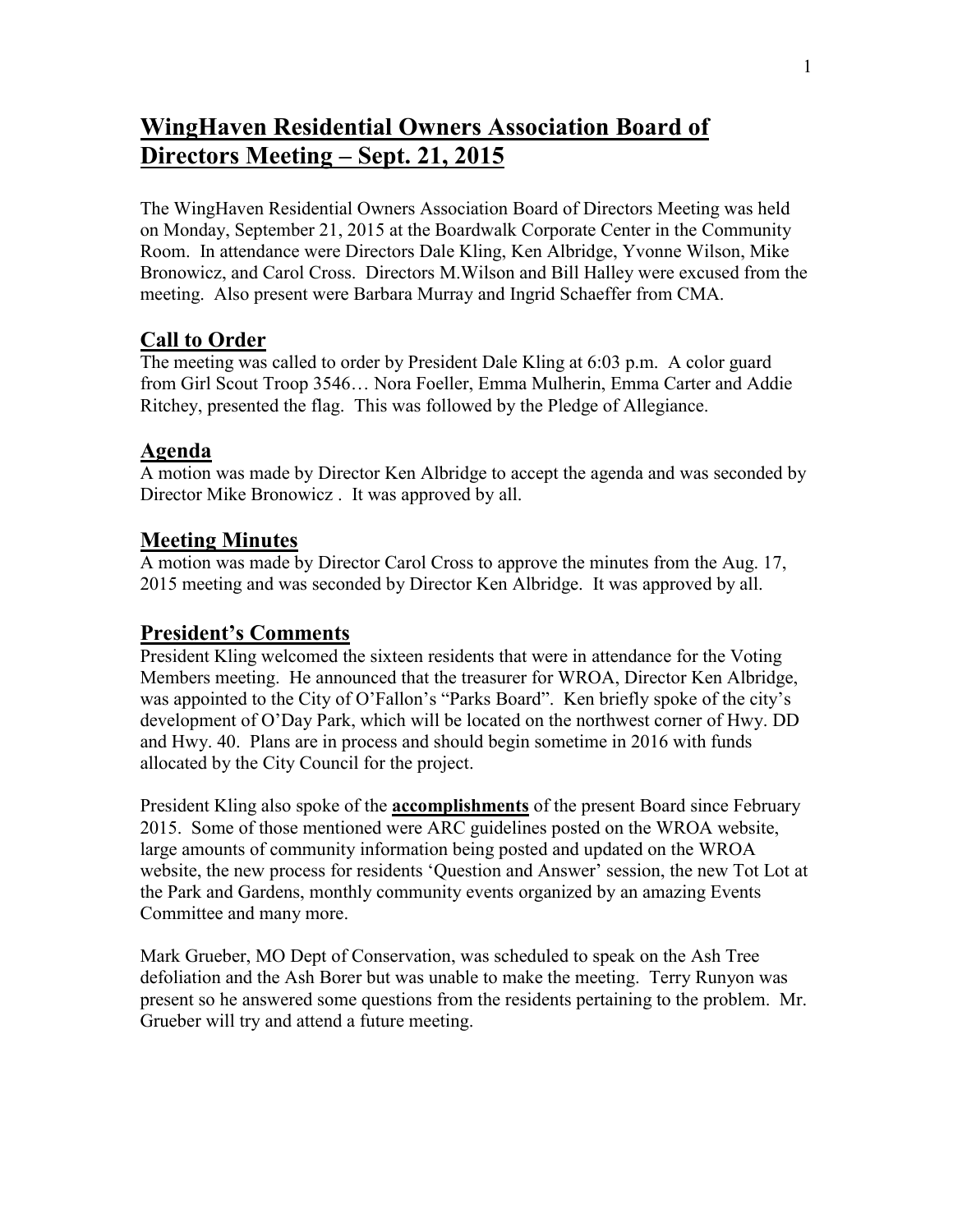# WingHaven Residential Owners Association Board of Directors Meeting – Sept. 21, 2015

The WingHaven Residential Owners Association Board of Directors Meeting was held on Monday, September 21, 2015 at the Boardwalk Corporate Center in the Community Room. In attendance were Directors Dale Kling, Ken Albridge, Yvonne Wilson, Mike Bronowicz, and Carol Cross. Directors M.Wilson and Bill Halley were excused from the meeting. Also present were Barbara Murray and Ingrid Schaeffer from CMA.

## Call to Order

The meeting was called to order by President Dale Kling at 6:03 p.m. A color guard from Girl Scout Troop 3546… Nora Foeller, Emma Mulherin, Emma Carter and Addie Ritchey, presented the flag. This was followed by the Pledge of Allegiance.

## Agenda

A motion was made by Director Ken Albridge to accept the agenda and was seconded by Director Mike Bronowicz . It was approved by all.

## Meeting Minutes

A motion was made by Director Carol Cross to approve the minutes from the Aug. 17, 2015 meeting and was seconded by Director Ken Albridge. It was approved by all.

## President's Comments

President Kling welcomed the sixteen residents that were in attendance for the Voting Members meeting. He announced that the treasurer for WROA, Director Ken Albridge, was appointed to the City of O'Fallon's "Parks Board". Ken briefly spoke of the city's development of O'Day Park, which will be located on the northwest corner of Hwy. DD and Hwy. 40. Plans are in process and should begin sometime in 2016 with funds allocated by the City Council for the project.

President Kling also spoke of the **accomplishments** of the present Board since February 2015. Some of those mentioned were ARC guidelines posted on the WROA website, large amounts of community information being posted and updated on the WROA website, the new process for residents 'Question and Answer' session, the new Tot Lot at the Park and Gardens, monthly community events organized by an amazing Events Committee and many more.

Mark Grueber, MO Dept of Conservation, was scheduled to speak on the Ash Tree defoliation and the Ash Borer but was unable to make the meeting. Terry Runyon was present so he answered some questions from the residents pertaining to the problem. Mr. Grueber will try and attend a future meeting.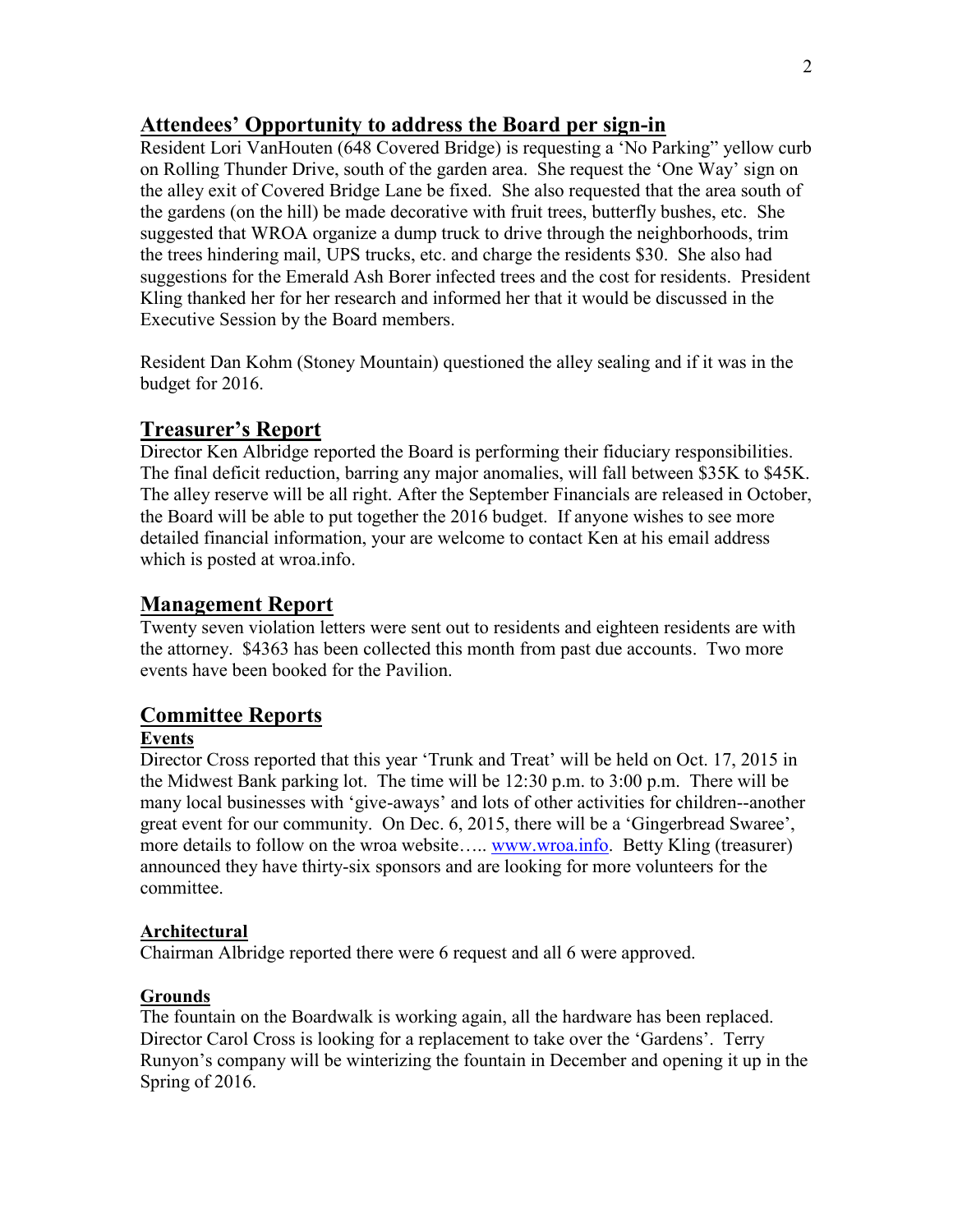## Attendees' Opportunity to address the Board per sign-in

Resident Lori VanHouten (648 Covered Bridge) is requesting a 'No Parking" yellow curb on Rolling Thunder Drive, south of the garden area. She request the 'One Way' sign on the alley exit of Covered Bridge Lane be fixed. She also requested that the area south of the gardens (on the hill) be made decorative with fruit trees, butterfly bushes, etc. She suggested that WROA organize a dump truck to drive through the neighborhoods, trim the trees hindering mail, UPS trucks, etc. and charge the residents $30. She also had suggestions for the Emerald Ash Borer infected trees and the cost for residents. President Kling thanked her for her research and informed her that it would be discussed in the Executive Session by the Board members.

Resident Dan Kohm (Stoney Mountain) questioned the alley sealing and if it was in the budget for 2016.

## Treasurer's Report

Director Ken Albridge reported the Board is performing their fiduciary responsibilities. The final deficit reduction, barring any major anomalies, will fall between $35K to $45K. The alley reserve will be all right. After the September Financials are released in October, the Board will be able to put together the 2016 budget. If anyone wishes to see more detailed financial information, your are welcome to contact Ken at his email address which is posted at wroa.info.

## Management Report

Twenty seven violation letters were sent out to residents and eighteen residents are with the attorney. $4363 has been collected this month from past due accounts. Two more events have been booked for the Pavilion.

## Committee Reports

### Events

Director Cross reported that this year 'Trunk and Treat' will be held on Oct. 17, 2015 in the Midwest Bank parking lot. The time will be 12:30 p.m. to 3:00 p.m. There will be many local businesses with 'give-aways' and lots of other activities for children--another great event for our community. On Dec. 6, 2015, there will be a 'Gingerbread Swaree', more details to follow on the wroa website….. www.wroa.info. Betty Kling (treasurer) announced they have thirty-six sponsors and are looking for more volunteers for the committee.

### Architectural

Chairman Albridge reported there were 6 request and all 6 were approved.

### Grounds

The fountain on the Boardwalk is working again, all the hardware has been replaced. Director Carol Cross is looking for a replacement to take over the 'Gardens'. Terry Runyon's company will be winterizing the fountain in December and opening it up in the Spring of 2016.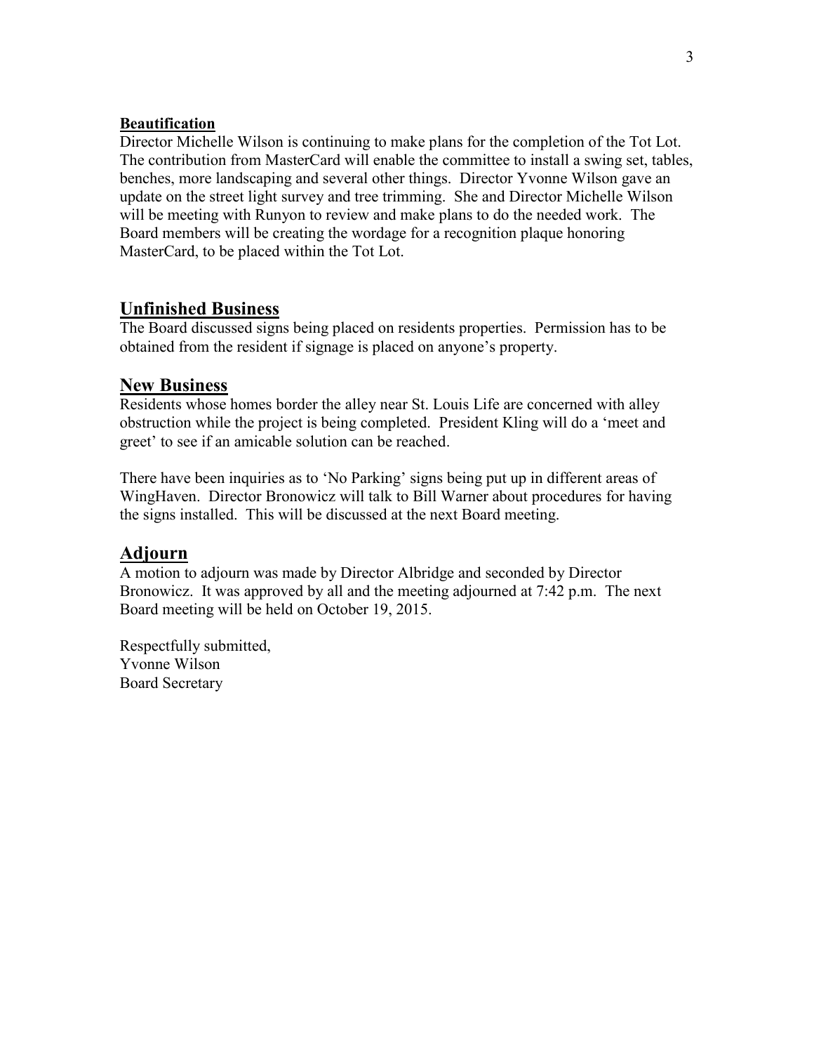**Beautification**

Director Michelle Wilson is continuing to make plans for the completion of the Tot Lot. The contribution from MasterCard will enable the committee to install a swing set, tables, benches, more landscaping and several other things. Director Yvonne Wilson gave an update on the street light survey and tree trimming. She and Director Michelle Wilson will be meeting with Runyon to review and make plans to do the needed work. The Board members will be creating the wordage for a recognition plaque honoring MasterCard, to be placed within the Tot Lot.

## Unfinished Business

The Board discussed signs being placed on residents properties. Permission has to be obtained from the resident if signage is placed on anyone's property.

## New Business

Residents whose homes border the alley near St. Louis Life are concerned with alley obstruction while the project is being completed. President Kling will do a 'meet and greet' to see if an amicable solution can be reached.

There have been inquiries as to 'No Parking' signs being put up in different areas of WingHaven. Director Bronowicz will talk to Bill Warner about procedures for having the signs installed. This will be discussed at the next Board meeting.

## Adjourn

A motion to adjourn was made by Director Albridge and seconded by Director Bronowicz. It was approved by all and the meeting adjourned at 7:42 p.m. The next Board meeting will be held on October 19, 2015.

Respectfully submitted,
Yvonne Wilson
Board Secretary